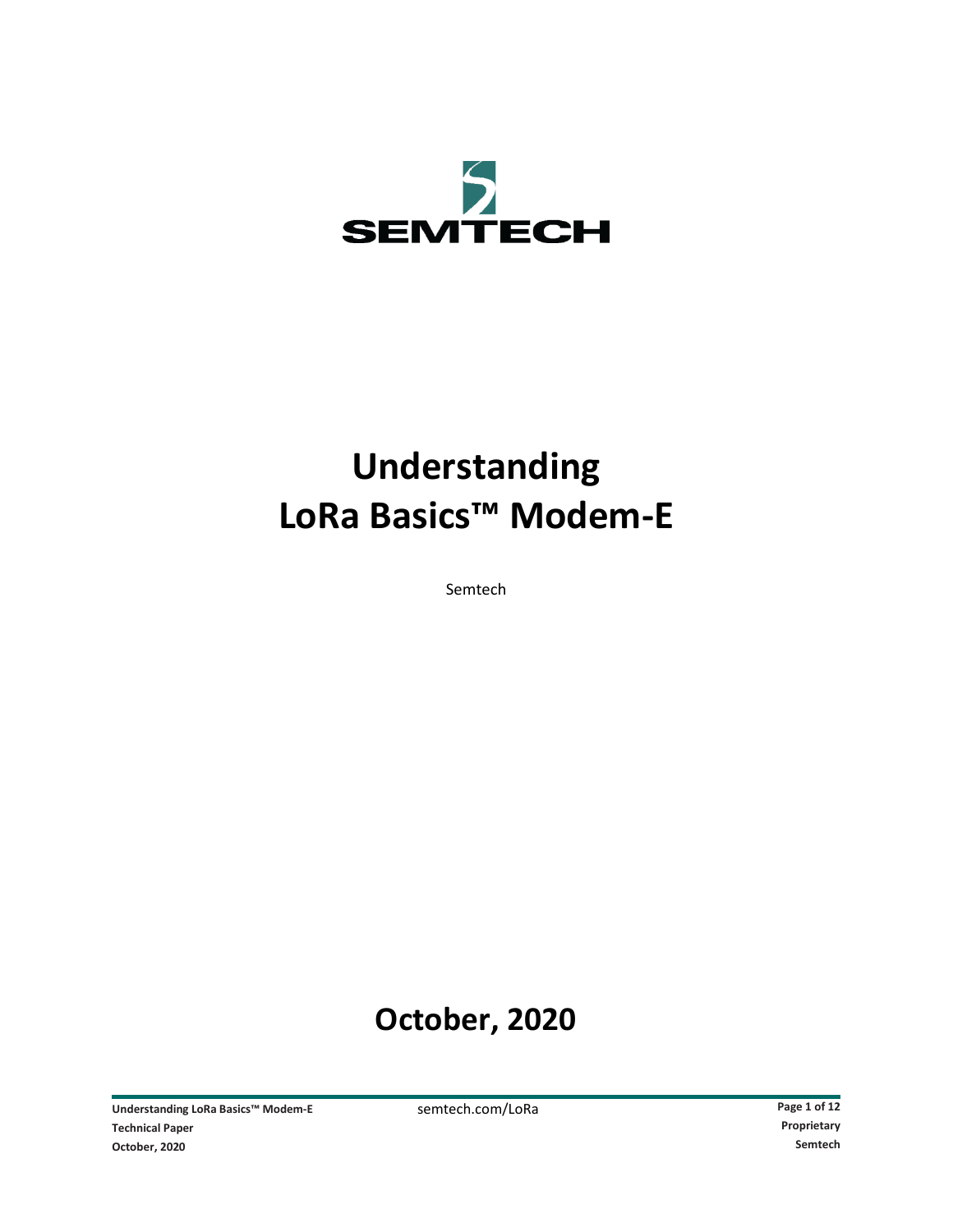SEMTECH

# Understanding LoRa Basics™ Modem-E

Semtech

## October, 2020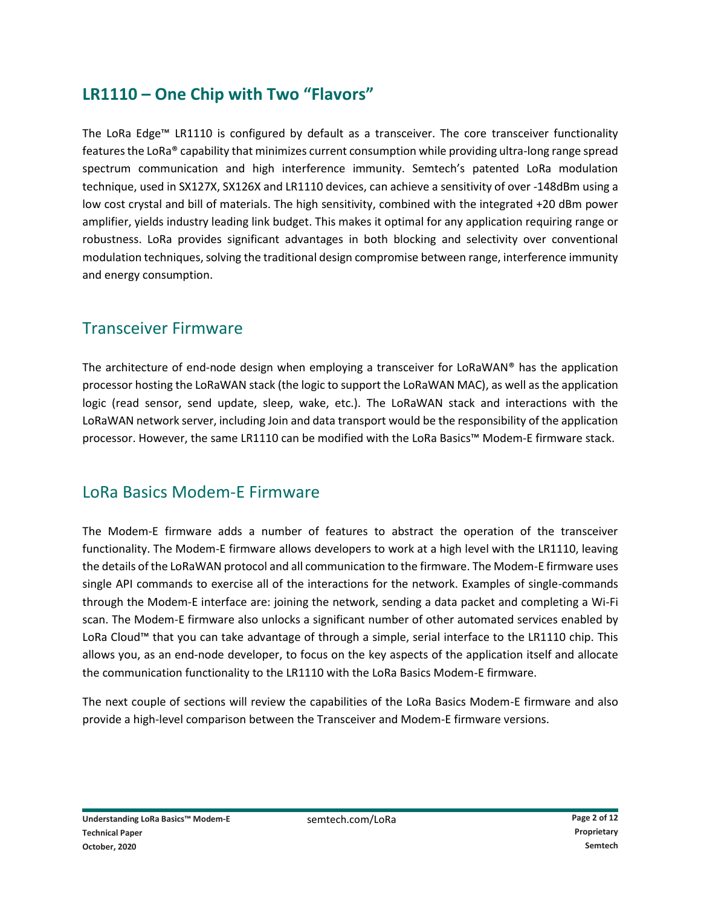## LR1110 – One Chip with Two "Flavors"

The LoRa Edge™ LR1110 is configured by default as a transceiver. The core transceiver functionality features the LoRa® capability that minimizes current consumption while providing ultra-long range spread spectrum communication and high interference immunity. Semtech's patented LoRa modulation technique, used in SX127X, SX126X and LR1110 devices, can achieve a sensitivity of over -148dBm using a low cost crystal and bill of materials. The high sensitivity, combined with the integrated +20 dBm power amplifier, yields industry leading link budget. This makes it optimal for any application requiring range or robustness. LoRa provides significant advantages in both blocking and selectivity over conventional modulation techniques, solving the traditional design compromise between range, interference immunity and energy consumption.

### Transceiver Firmware

The architecture of end-node design when employing a transceiver for LoRaWAN® has the application processor hosting the LoRaWAN stack (the logic to support the LoRaWAN MAC), as well as the application logic (read sensor, send update, sleep, wake, etc.). The LoRaWAN stack and interactions with the LoRaWAN network server, including Join and data transport would be the responsibility of the application processor. However, the same LR1110 can be modified with the LoRa Basics™ Modem-E firmware stack.

### LoRa Basics Modem-E Firmware

The Modem-E firmware adds a number of features to abstract the operation of the transceiver functionality. The Modem-E firmware allows developers to work at a high level with the LR1110, leaving the details of the LoRaWAN protocol and all communication to the firmware. The Modem-E firmware uses single API commands to exercise all of the interactions for the network. Examples of single-commands through the Modem-E interface are: joining the network, sending a data packet and completing a Wi-Fi scan. The Modem-E firmware also unlocks a significant number of other automated services enabled by LoRa Cloud™ that you can take advantage of through a simple, serial interface to the LR1110 chip. This allows you, as an end-node developer, to focus on the key aspects of the application itself and allocate the communication functionality to the LR1110 with the LoRa Basics Modem-E firmware.

The next couple of sections will review the capabilities of the LoRa Basics Modem-E firmware and also provide a high-level comparison between the Transceiver and Modem-E firmware versions.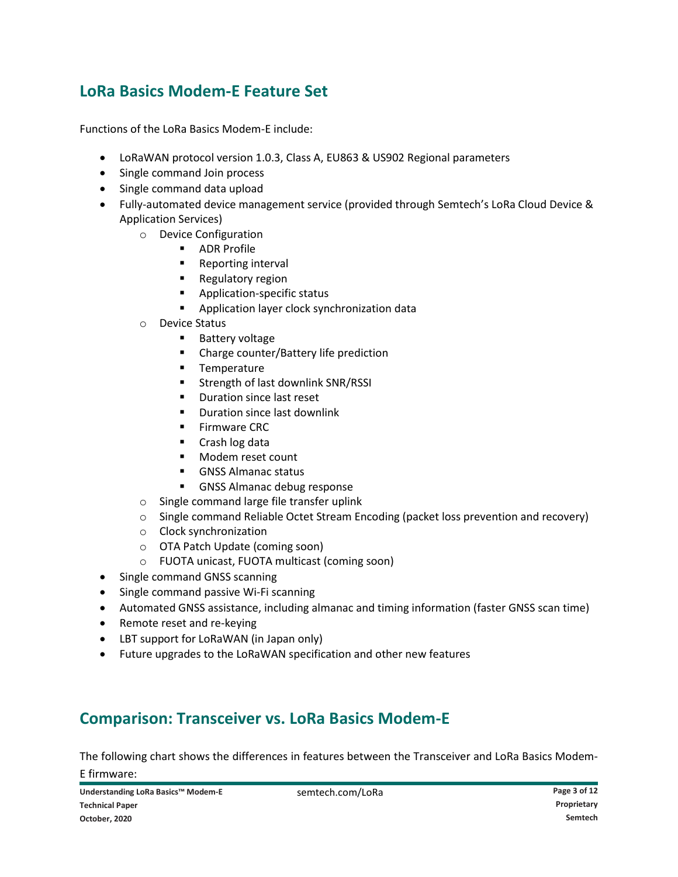## LoRa Basics Modem-E Feature Set

Functions of the LoRa Basics Modem-E include:

- LoRaWAN protocol version 1.0.3, Class A, EU863 & US902 Regional parameters
- Single command Join process
- Single command data upload
- Fully-automated device management service (provided through Semtech's LoRa Cloud Device & Application Services)
  - Device Configuration
    - ADR Profile
    - Reporting interval
    - Regulatory region
    - Application-specific status
    - Application layer clock synchronization data
  - Device Status
    - Battery voltage
    - Charge counter/Battery life prediction
    - Temperature
    - Strength of last downlink SNR/RSSI
    - Duration since last reset
    - Duration since last downlink
    - Firmware CRC
    - Crash log data
    - Modem reset count
    - GNSS Almanac status
    - GNSS Almanac debug response
  - Single command large file transfer uplink
  - Single command Reliable Octet Stream Encoding (packet loss prevention and recovery)
  - Clock synchronization
  - OTA Patch Update (coming soon)
  - FUOTA unicast, FUOTA multicast (coming soon)
- Single command GNSS scanning
- Single command passive Wi-Fi scanning
- Automated GNSS assistance, including almanac and timing information (faster GNSS scan time)
- Remote reset and re-keying
- LBT support for LoRaWAN (in Japan only)
- Future upgrades to the LoRaWAN specification and other new features

## Comparison: Transceiver vs. LoRa Basics Modem-E

The following chart shows the differences in features between the Transceiver and LoRa Basics Modem-E firmware: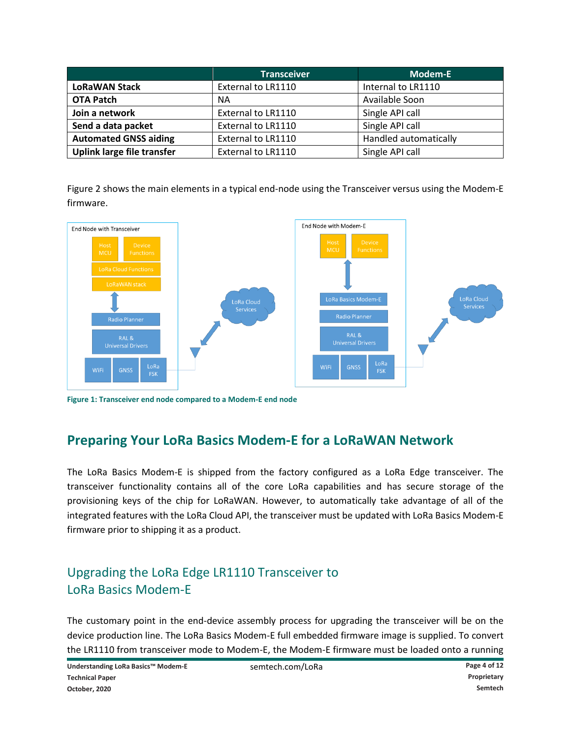| | Transceiver | Modem-E |
|---|---|---|
| **LoRaWAN Stack** | External to LR1110 | Internal to LR1110 |
| **OTA Patch** | NA | Available Soon |
| **Join a network** | External to LR1110 | Single API call |
| **Send a data packet** | External to LR1110 | Single API call |
| **Automated GNSS aiding** | External to LR1110 | Handled automatically |
| **Uplink large file transfer** | External to LR1110 | Single API call |

Figure 2 shows the main elements in a typical end-node using the Transceiver versus using the Modem-E firmware.

**Figure 1: Transceiver end node compared to a Modem-E end node**

## Preparing Your LoRa Basics Modem-E for a LoRaWAN Network

The LoRa Basics Modem-E is shipped from the factory configured as a LoRa Edge transceiver. The transceiver functionality contains all of the core LoRa capabilities and has secure storage of the provisioning keys of the chip for LoRaWAN. However, to automatically take advantage of all of the integrated features with the LoRa Cloud API, the transceiver must be updated with LoRa Basics Modem-E firmware prior to shipping it as a product.

### Upgrading the LoRa Edge LR1110 Transceiver to LoRa Basics Modem-E

The customary point in the end-device assembly process for upgrading the transceiver will be on the device production line. The LoRa Basics Modem-E full embedded firmware image is supplied. To convert the LR1110 from transceiver mode to Modem-E, the Modem-E firmware must be loaded onto a running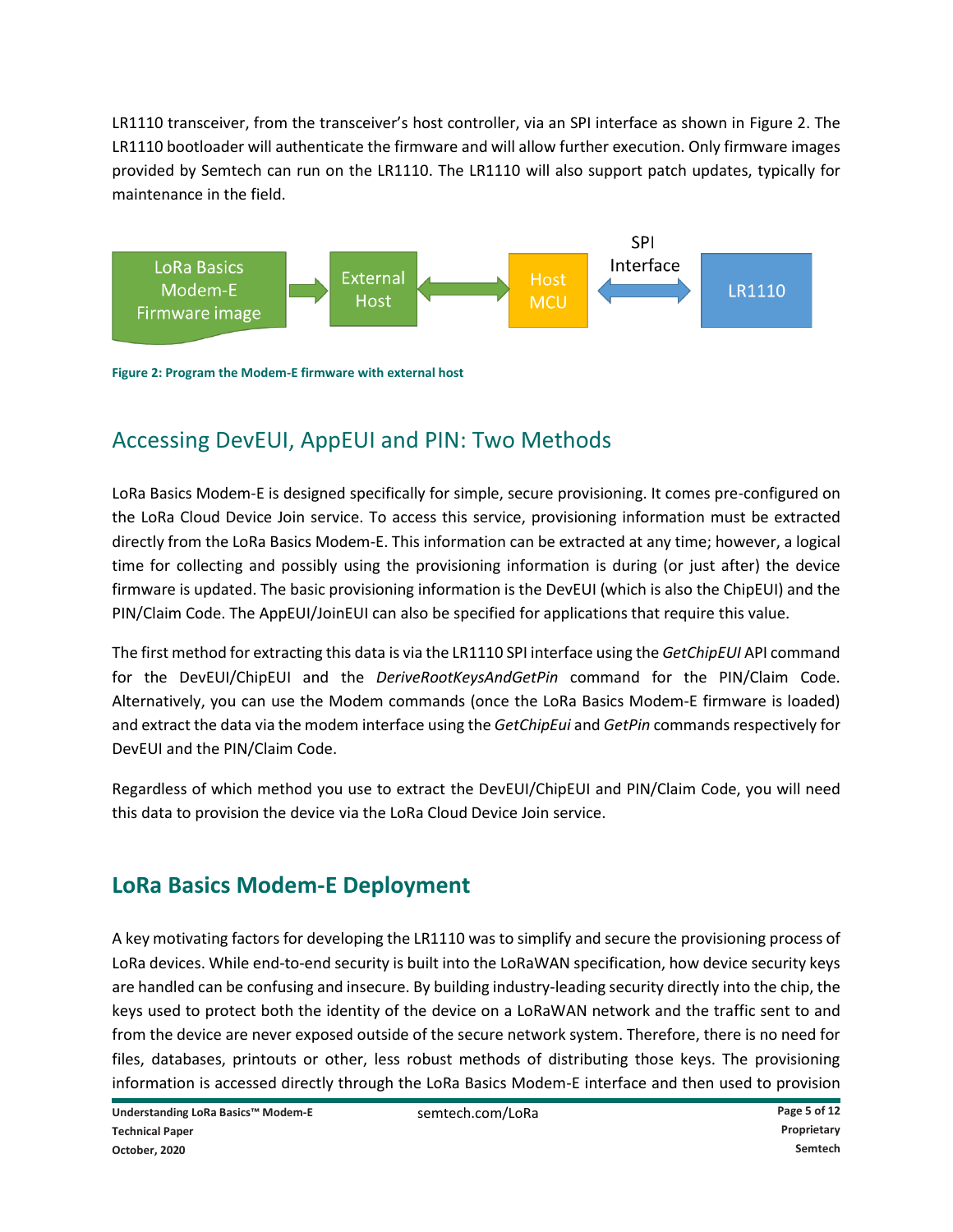LR1110 transceiver, from the transceiver's host controller, via an SPI interface as shown in Figure 2. The LR1110 bootloader will authenticate the firmware and will allow further execution. Only firmware images provided by Semtech can run on the LR1110. The LR1110 will also support patch updates, typically for maintenance in the field.

Figure 2: Program the Modem-E firmware with external host

## Accessing DevEUI, AppEUI and PIN: Two Methods

LoRa Basics Modem-E is designed specifically for simple, secure provisioning. It comes pre-configured on the LoRa Cloud Device Join service. To access this service, provisioning information must be extracted directly from the LoRa Basics Modem-E. This information can be extracted at any time; however, a logical time for collecting and possibly using the provisioning information is during (or just after) the device firmware is updated. The basic provisioning information is the DevEUI (which is also the ChipEUI) and the PIN/Claim Code. The AppEUI/JoinEUI can also be specified for applications that require this value.

The first method for extracting this data is via the LR1110 SPI interface using the *GetChipEUI* API command for the DevEUI/ChipEUI and the *DeriveRootKeysAndGetPin* command for the PIN/Claim Code. Alternatively, you can use the Modem commands (once the LoRa Basics Modem-E firmware is loaded) and extract the data via the modem interface using the *GetChipEui* and *GetPin* commands respectively for DevEUI and the PIN/Claim Code.

Regardless of which method you use to extract the DevEUI/ChipEUI and PIN/Claim Code, you will need this data to provision the device via the LoRa Cloud Device Join service.

## **LoRa Basics Modem-E Deployment**

A key motivating factors for developing the LR1110 was to simplify and secure the provisioning process of LoRa devices. While end-to-end security is built into the LoRaWAN specification, how device security keys are handled can be confusing and insecure. By building industry-leading security directly into the chip, the keys used to protect both the identity of the device on a LoRaWAN network and the traffic sent to and from the device are never exposed outside of the secure network system. Therefore, there is no need for files, databases, printouts or other, less robust methods of distributing those keys. The provisioning information is accessed directly through the LoRa Basics Modem-E interface and then used to provision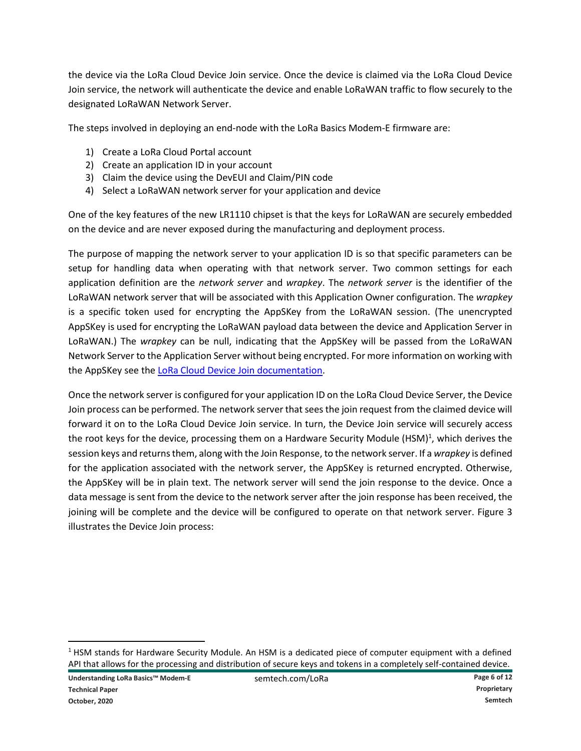the device via the LoRa Cloud Device Join service. Once the device is claimed via the LoRa Cloud Device Join service, the network will authenticate the device and enable LoRaWAN traffic to flow securely to the designated LoRaWAN Network Server.

The steps involved in deploying an end-node with the LoRa Basics Modem-E firmware are:

1) Create a LoRa Cloud Portal account
2) Create an application ID in your account
3) Claim the device using the DevEUI and Claim/PIN code
4) Select a LoRaWAN network server for your application and device

One of the key features of the new LR1110 chipset is that the keys for LoRaWAN are securely embedded on the device and are never exposed during the manufacturing and deployment process.

The purpose of mapping the network server to your application ID is so that specific parameters can be setup for handling data when operating with that network server. Two common settings for each application definition are the *network server* and *wrapkey*. The *network server* is the identifier of the LoRaWAN network server that will be associated with this Application Owner configuration. The *wrapkey* is a specific token used for encrypting the AppSKey from the LoRaWAN session. (The unencrypted AppSKey is used for encrypting the LoRaWAN payload data between the device and Application Server in LoRaWAN.) The *wrapkey* can be null, indicating that the AppSKey will be passed from the LoRaWAN Network Server to the Application Server without being encrypted. For more information on working with the AppSKey see the [LoRa Cloud Device Join documentation](LoRa Cloud Device Join documentation).

Once the network server is configured for your application ID on the LoRa Cloud Device Server, the Device Join process can be performed. The network server that sees the join request from the claimed device will forward it on to the LoRa Cloud Device Join service. In turn, the Device Join service will securely access the root keys for the device, processing them on a Hardware Security Module (HSM)[1], which derives the session keys and returns them, along with the Join Response, to the network server. If a *wrapkey* is defined for the application associated with the network server, the AppSKey is returned encrypted. Otherwise, the AppSKey will be in plain text. The network server will send the join response to the device. Once a data message is sent from the device to the network server after the join response has been received, the joining will be complete and the device will be configured to operate on that network server. Figure 3 illustrates the Device Join process:

[1] HSM stands for Hardware Security Module. An HSM is a dedicated piece of computer equipment with a defined API that allows for the processing and distribution of secure keys and tokens in a completely self-contained device.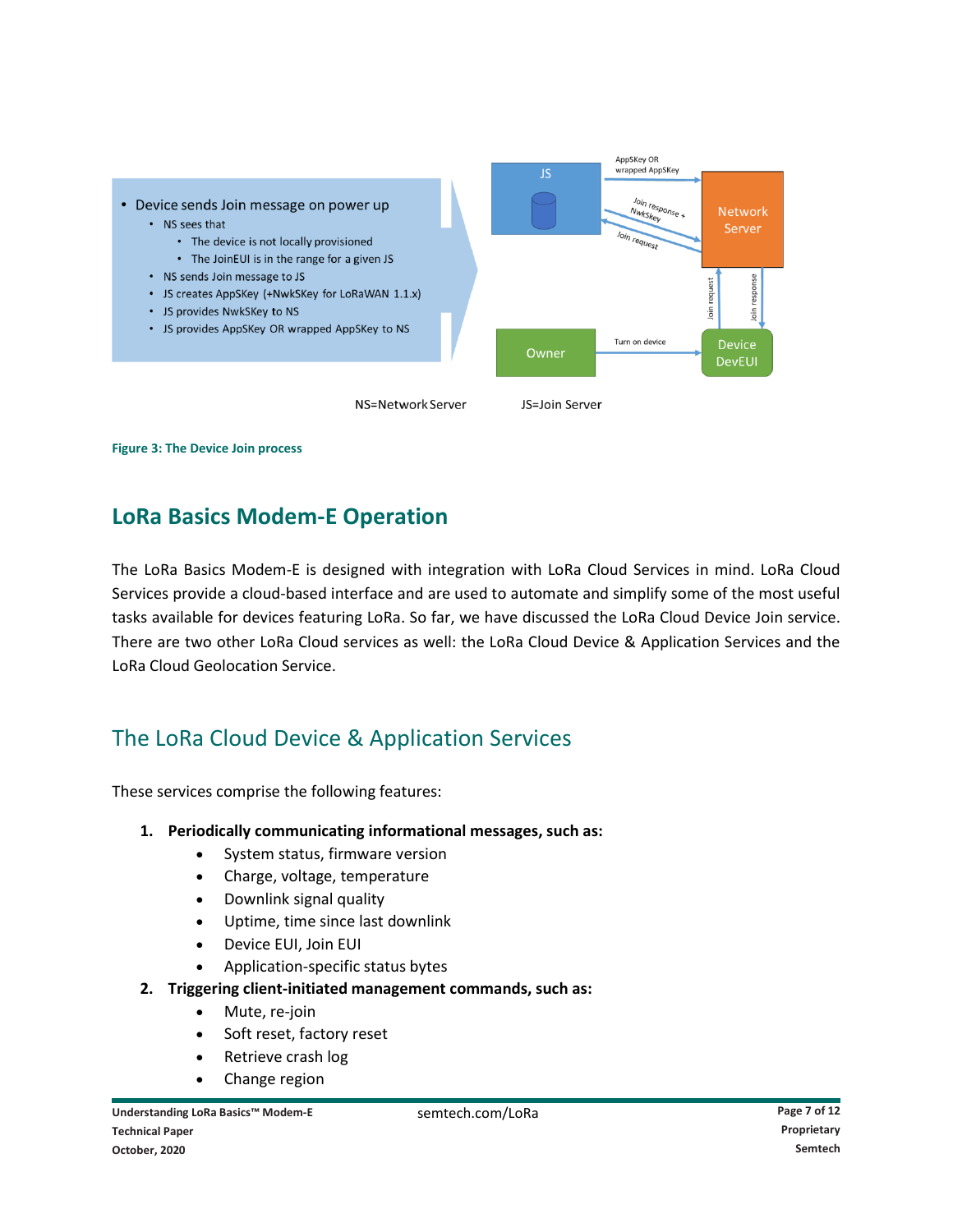- Device sends Join message on power up
  - NS sees that
    - The device is not locally provisioned
    - The JoinEUI is in the range for a given JS
  - NS sends Join message to JS
  - JS creates AppSKey (+NwkSKey for LoRaWAN 1.1.x)
  - JS provides NwkSKey to NS
  - JS provides AppSKey OR wrapped AppSKey to NS

NS=Network Server JS=Join Server

**Figure 3: The Device Join process**

## LoRa Basics Modem-E Operation

The LoRa Basics Modem-E is designed with integration with LoRa Cloud Services in mind. LoRa Cloud Services provide a cloud-based interface and are used to automate and simplify some of the most useful tasks available for devices featuring LoRa. So far, we have discussed the LoRa Cloud Device Join service. There are two other LoRa Cloud services as well: the LoRa Cloud Device & Application Services and the LoRa Cloud Geolocation Service.

### The LoRa Cloud Device & Application Services

These services comprise the following features:

1. **Periodically communicating informational messages, such as:**
   - System status, firmware version
   - Charge, voltage, temperature
   - Downlink signal quality
   - Uptime, time since last downlink
   - Device EUI, Join EUI
   - Application-specific status bytes
2. **Triggering client-initiated management commands, such as:**
   - Mute, re-join
   - Soft reset, factory reset
   - Retrieve crash log
   - Change region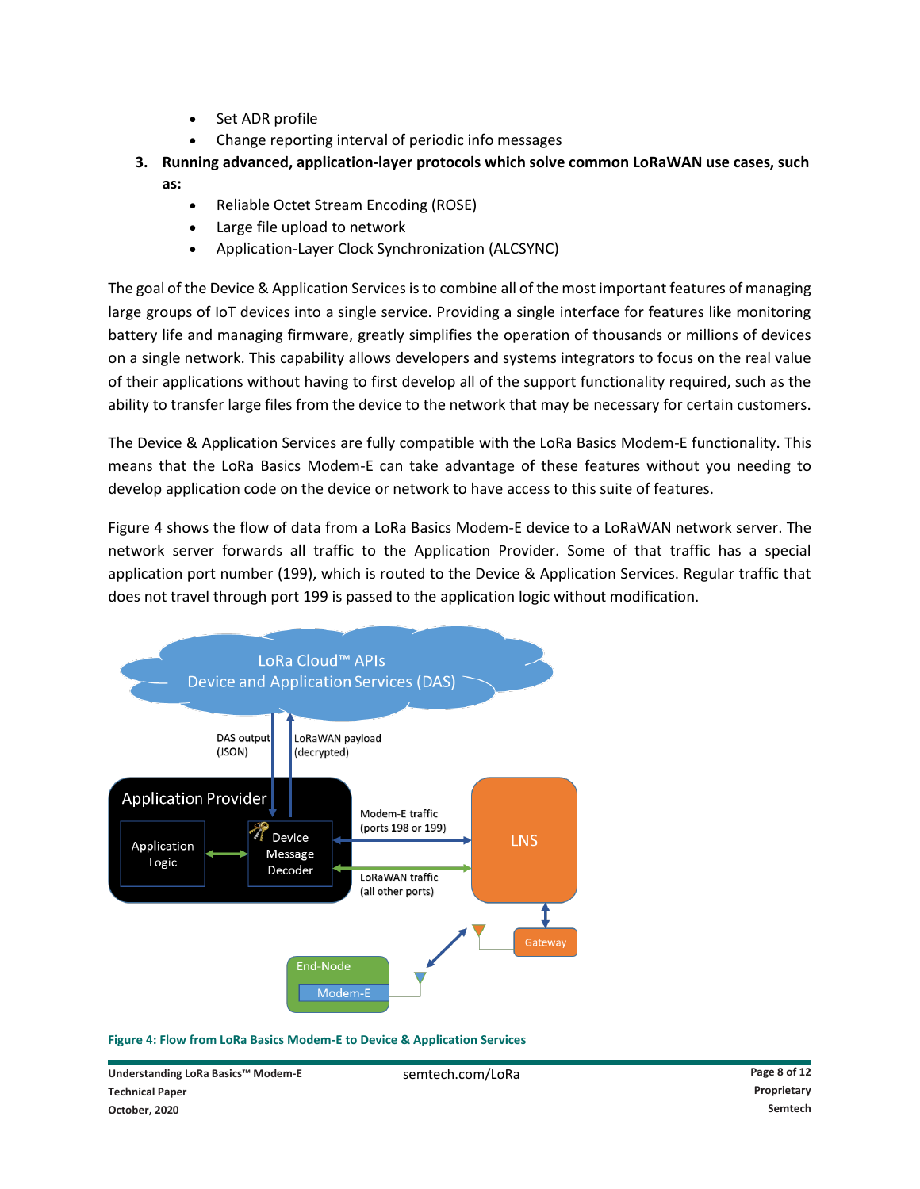- Set ADR profile
- Change reporting interval of periodic info messages

3. **Running advanced, application-layer protocols which solve common LoRaWAN use cases, such as:**
   - Reliable Octet Stream Encoding (ROSE)
   - Large file upload to network
   - Application-Layer Clock Synchronization (ALCSYNC)

The goal of the Device & Application Services is to combine all of the most important features of managing large groups of IoT devices into a single service. Providing a single interface for features like monitoring battery life and managing firmware, greatly simplifies the operation of thousands or millions of devices on a single network. This capability allows developers and systems integrators to focus on the real value of their applications without having to first develop all of the support functionality required, such as the ability to transfer large files from the device to the network that may be necessary for certain customers.

The Device & Application Services are fully compatible with the LoRa Basics Modem-E functionality. This means that the LoRa Basics Modem-E can take advantage of these features without you needing to develop application code on the device or network to have access to this suite of features.

Figure 4 shows the flow of data from a LoRa Basics Modem-E device to a LoRaWAN network server. The network server forwards all traffic to the Application Provider. Some of that traffic has a special application port number (199), which is routed to the Device & Application Services. Regular traffic that does not travel through port 199 is passed to the application logic without modification.

**Figure 4: Flow from LoRa Basics Modem-E to Device & Application Services**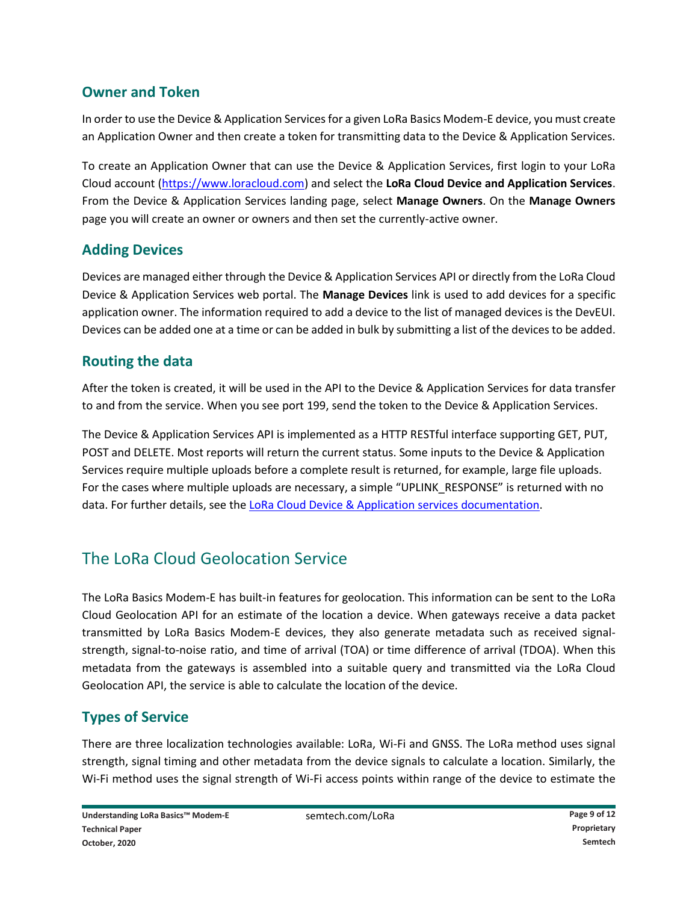## Owner and Token

In order to use the Device & Application Services for a given LoRa Basics Modem-E device, you must create an Application Owner and then create a token for transmitting data to the Device & Application Services.

To create an Application Owner that can use the Device & Application Services, first login to your LoRa Cloud account ([https://www.loracloud.com](https://www.loracloud.com)) and select the **LoRa Cloud Device and Application Services**. From the Device & Application Services landing page, select **Manage Owners**. On the **Manage Owners** page you will create an owner or owners and then set the currently-active owner.

## Adding Devices

Devices are managed either through the Device & Application Services API or directly from the LoRa Cloud Device & Application Services web portal. The **Manage Devices** link is used to add devices for a specific application owner. The information required to add a device to the list of managed devices is the DevEUI. Devices can be added one at a time or can be added in bulk by submitting a list of the devices to be added.

## Routing the data

After the token is created, it will be used in the API to the Device & Application Services for data transfer to and from the service. When you see port 199, send the token to the Device & Application Services.

The Device & Application Services API is implemented as a HTTP RESTful interface supporting GET, PUT, POST and DELETE. Most reports will return the current status. Some inputs to the Device & Application Services require multiple uploads before a complete result is returned, for example, large file uploads. For the cases where multiple uploads are necessary, a simple “UPLINK_RESPONSE” is returned with no data. For further details, see the LoRa Cloud Device & Application services documentation.

# The LoRa Cloud Geolocation Service

The LoRa Basics Modem-E has built-in features for geolocation. This information can be sent to the LoRa Cloud Geolocation API for an estimate of the location a device. When gateways receive a data packet transmitted by LoRa Basics Modem-E devices, they also generate metadata such as received signal-strength, signal-to-noise ratio, and time of arrival (TOA) or time difference of arrival (TDOA). When this metadata from the gateways is assembled into a suitable query and transmitted via the LoRa Cloud Geolocation API, the service is able to calculate the location of the device.

## Types of Service

There are three localization technologies available: LoRa, Wi-Fi and GNSS. The LoRa method uses signal strength, signal timing and other metadata from the device signals to calculate a location. Similarly, the Wi-Fi method uses the signal strength of Wi-Fi access points within range of the device to estimate the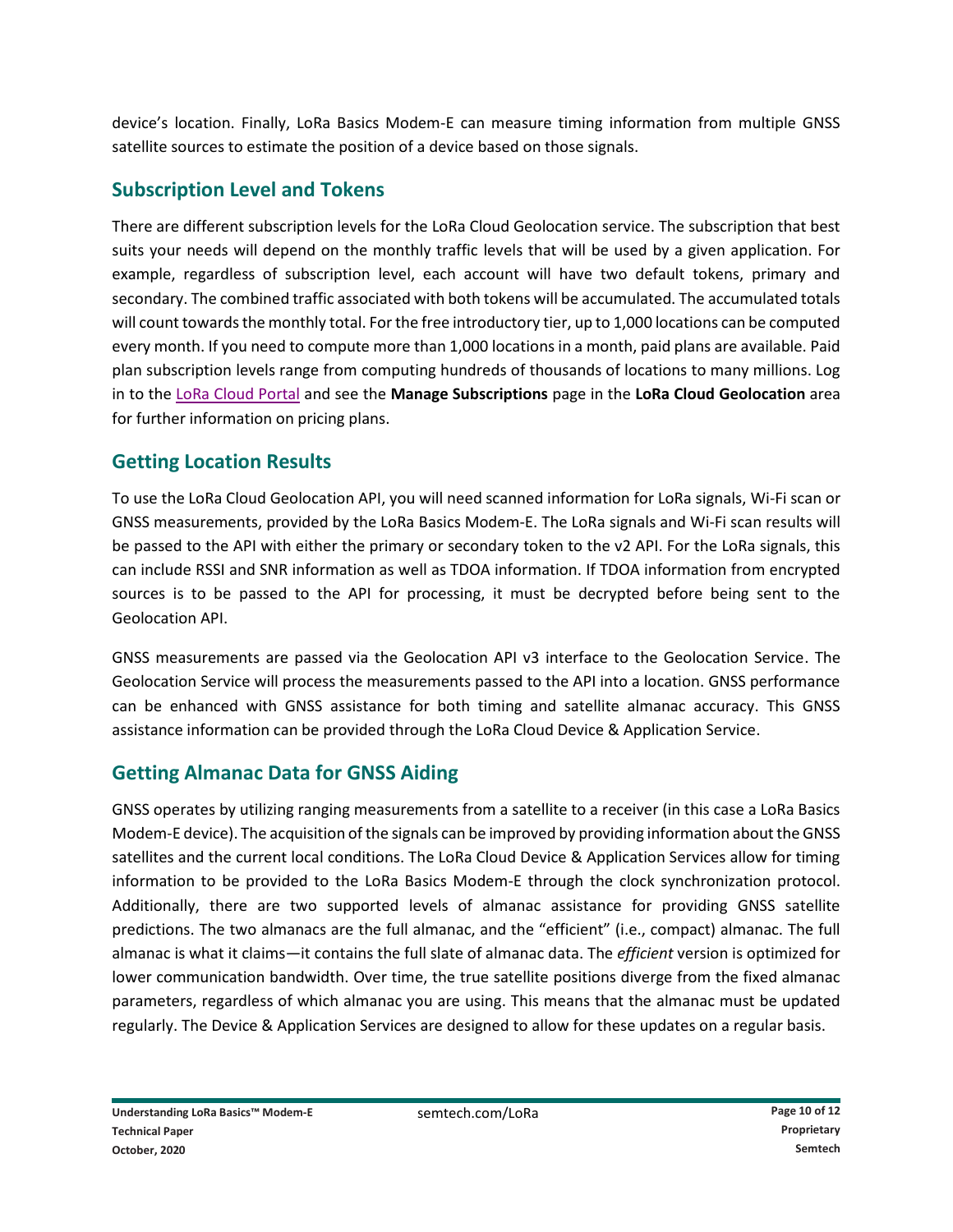device's location. Finally, LoRa Basics Modem-E can measure timing information from multiple GNSS satellite sources to estimate the position of a device based on those signals.

## Subscription Level and Tokens

There are different subscription levels for the LoRa Cloud Geolocation service. The subscription that best suits your needs will depend on the monthly traffic levels that will be used by a given application. For example, regardless of subscription level, each account will have two default tokens, primary and secondary. The combined traffic associated with both tokens will be accumulated. The accumulated totals will count towards the monthly total. For the free introductory tier, up to 1,000 locations can be computed every month. If you need to compute more than 1,000 locations in a month, paid plans are available. Paid plan subscription levels range from computing hundreds of thousands of locations to many millions. Log in to the LoRa Cloud Portal and see the **Manage Subscriptions** page in the **LoRa Cloud Geolocation** area for further information on pricing plans.

## Getting Location Results

To use the LoRa Cloud Geolocation API, you will need scanned information for LoRa signals, Wi-Fi scan or GNSS measurements, provided by the LoRa Basics Modem-E. The LoRa signals and Wi-Fi scan results will be passed to the API with either the primary or secondary token to the v2 API. For the LoRa signals, this can include RSSI and SNR information as well as TDOA information. If TDOA information from encrypted sources is to be passed to the API for processing, it must be decrypted before being sent to the Geolocation API.

GNSS measurements are passed via the Geolocation API v3 interface to the Geolocation Service. The Geolocation Service will process the measurements passed to the API into a location. GNSS performance can be enhanced with GNSS assistance for both timing and satellite almanac accuracy. This GNSS assistance information can be provided through the LoRa Cloud Device & Application Service.

## Getting Almanac Data for GNSS Aiding

GNSS operates by utilizing ranging measurements from a satellite to a receiver (in this case a LoRa Basics Modem-E device). The acquisition of the signals can be improved by providing information about the GNSS satellites and the current local conditions. The LoRa Cloud Device & Application Services allow for timing information to be provided to the LoRa Basics Modem-E through the clock synchronization protocol. Additionally, there are two supported levels of almanac assistance for providing GNSS satellite predictions. The two almanacs are the full almanac, and the "efficient" (i.e., compact) almanac. The full almanac is what it claims—it contains the full slate of almanac data. The *efficient* version is optimized for lower communication bandwidth. Over time, the true satellite positions diverge from the fixed almanac parameters, regardless of which almanac you are using. This means that the almanac must be updated regularly. The Device & Application Services are designed to allow for these updates on a regular basis.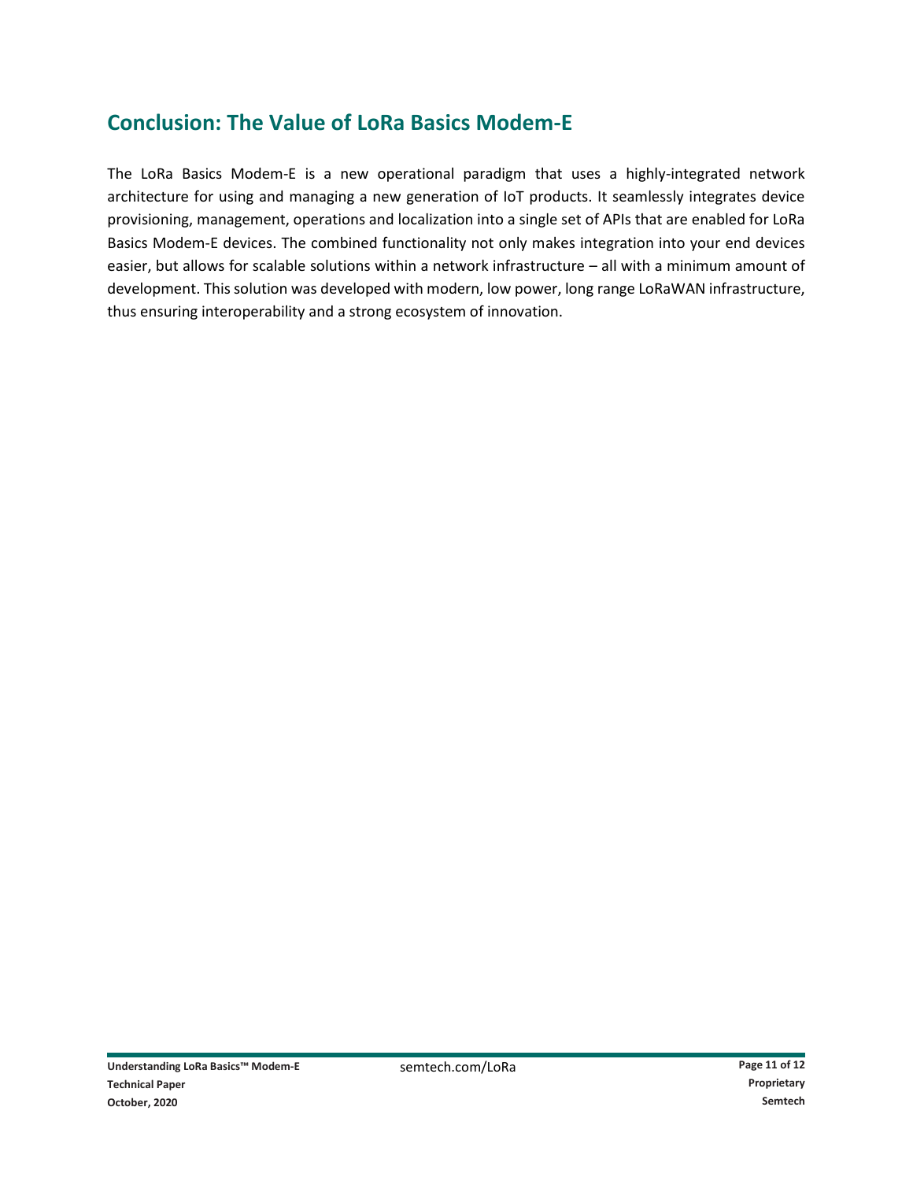## Conclusion: The Value of LoRa Basics Modem-E

The LoRa Basics Modem-E is a new operational paradigm that uses a highly-integrated network architecture for using and managing a new generation of IoT products. It seamlessly integrates device provisioning, management, operations and localization into a single set of APIs that are enabled for LoRa Basics Modem-E devices. The combined functionality not only makes integration into your end devices easier, but allows for scalable solutions within a network infrastructure – all with a minimum amount of development. This solution was developed with modern, low power, long range LoRaWAN infrastructure, thus ensuring interoperability and a strong ecosystem of innovation.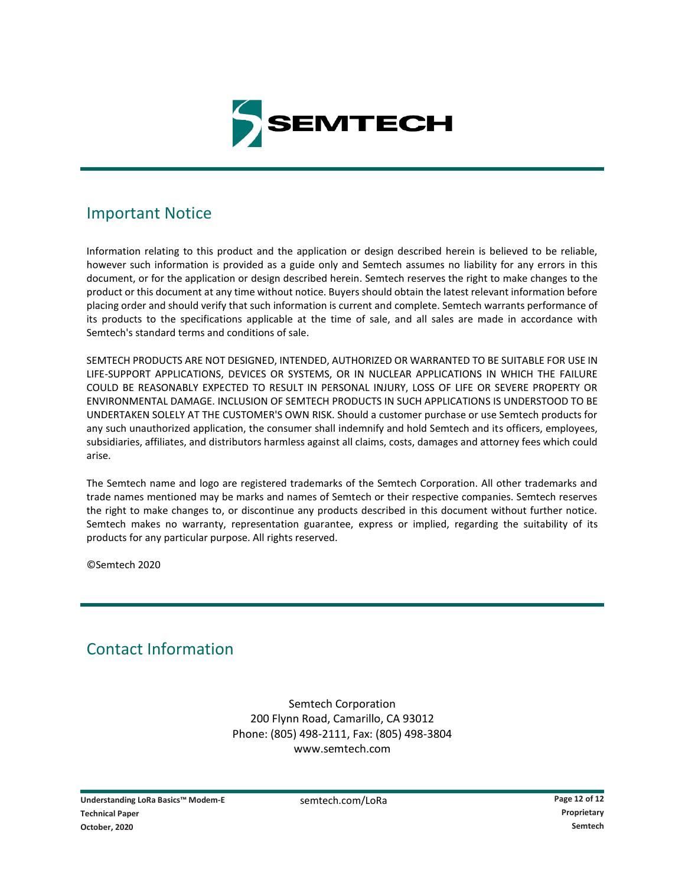## Important Notice

Information relating to this product and the application or design described herein is believed to be reliable, however such information is provided as a guide only and Semtech assumes no liability for any errors in this document, or for the application or design described herein. Semtech reserves the right to make changes to the product or this document at any time without notice. Buyers should obtain the latest relevant information before placing order and should verify that such information is current and complete. Semtech warrants performance of its products to the specifications applicable at the time of sale, and all sales are made in accordance with Semtech's standard terms and conditions of sale.

SEMTECH PRODUCTS ARE NOT DESIGNED, INTENDED, AUTHORIZED OR WARRANTED TO BE SUITABLE FOR USE IN LIFE-SUPPORT APPLICATIONS, DEVICES OR SYSTEMS, OR IN NUCLEAR APPLICATIONS IN WHICH THE FAILURE COULD BE REASONABLY EXPECTED TO RESULT IN PERSONAL INJURY, LOSS OF LIFE OR SEVERE PROPERTY OR ENVIRONMENTAL DAMAGE. INCLUSION OF SEMTECH PRODUCTS IN SUCH APPLICATIONS IS UNDERSTOOD TO BE UNDERTAKEN SOLELY AT THE CUSTOMER'S OWN RISK. Should a customer purchase or use Semtech products for any such unauthorized application, the consumer shall indemnify and hold Semtech and its officers, employees, subsidiaries, affiliates, and distributors harmless against all claims, costs, damages and attorney fees which could arise.

The Semtech name and logo are registered trademarks of the Semtech Corporation. All other trademarks and trade names mentioned may be marks and names of Semtech or their respective companies. Semtech reserves the right to make changes to, or discontinue any products described in this document without further notice. Semtech makes no warranty, representation guarantee, express or implied, regarding the suitability of its products for any particular purpose. All rights reserved.

©Semtech 2020

## Contact Information

Semtech Corporation
200 Flynn Road, Camarillo, CA 93012
Phone: (805) 498-2111, Fax: (805) 498-3804
www.semtech.com